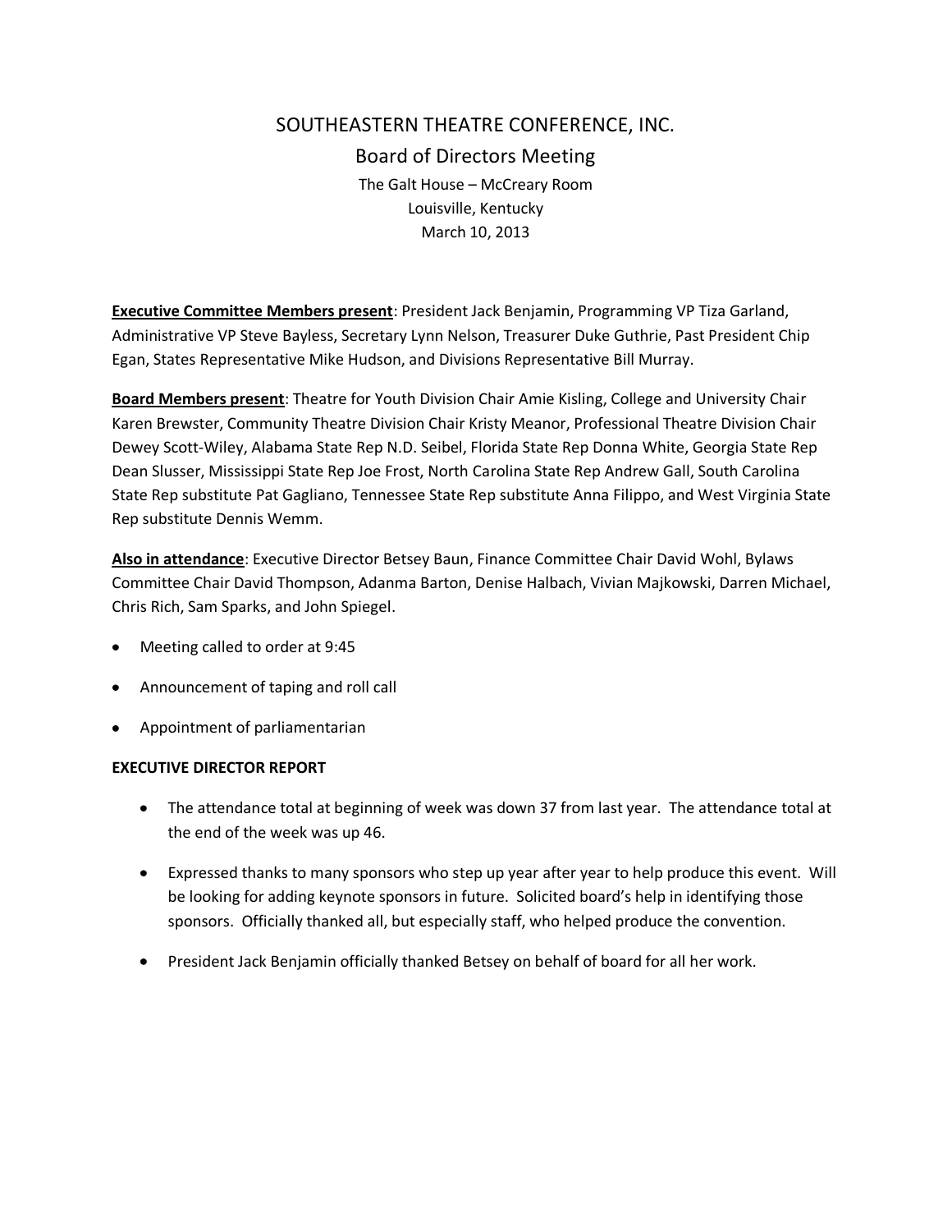# SOUTHEASTERN THEATRE CONFERENCE, INC.

## Board of Directors Meeting

The Galt House – McCreary Room
Louisville, Kentucky
March 10, 2013

**Executive Committee Members present**: President Jack Benjamin, Programming VP Tiza Garland, Administrative VP Steve Bayless, Secretary Lynn Nelson, Treasurer Duke Guthrie, Past President Chip Egan, States Representative Mike Hudson, and Divisions Representative Bill Murray.

**Board Members present**: Theatre for Youth Division Chair Amie Kisling, College and University Chair Karen Brewster, Community Theatre Division Chair Kristy Meanor, Professional Theatre Division Chair Dewey Scott-Wiley, Alabama State Rep N.D. Seibel, Florida State Rep Donna White, Georgia State Rep Dean Slusser, Mississippi State Rep Joe Frost, North Carolina State Rep Andrew Gall, South Carolina State Rep substitute Pat Gagliano, Tennessee State Rep substitute Anna Filippo, and West Virginia State Rep substitute Dennis Wemm.

**Also in attendance**: Executive Director Betsey Baun, Finance Committee Chair David Wohl, Bylaws Committee Chair David Thompson, Adanma Barton, Denise Halbach, Vivian Majkowski, Darren Michael, Chris Rich, Sam Sparks, and John Spiegel.

- Meeting called to order at 9:45
- Announcement of taping and roll call
- Appointment of parliamentarian

**EXECUTIVE DIRECTOR REPORT**

- The attendance total at beginning of week was down 37 from last year. The attendance total at the end of the week was up 46.
- Expressed thanks to many sponsors who step up year after year to help produce this event. Will be looking for adding keynote sponsors in future. Solicited board's help in identifying those sponsors. Officially thanked all, but especially staff, who helped produce the convention.
- President Jack Benjamin officially thanked Betsey on behalf of board for all her work.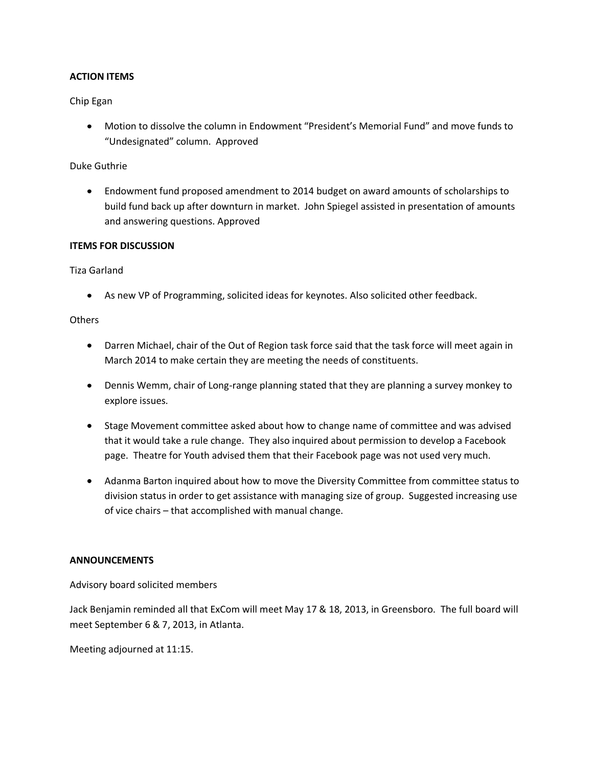**ACTION ITEMS**

Chip Egan

- Motion to dissolve the column in Endowment "President's Memorial Fund" and move funds to "Undesignated" column. Approved

Duke Guthrie

- Endowment fund proposed amendment to 2014 budget on award amounts of scholarships to build fund back up after downturn in market. John Spiegel assisted in presentation of amounts and answering questions. Approved

**ITEMS FOR DISCUSSION**

Tiza Garland

- As new VP of Programming, solicited ideas for keynotes. Also solicited other feedback.

Others

- Darren Michael, chair of the Out of Region task force said that the task force will meet again in March 2014 to make certain they are meeting the needs of constituents.
- Dennis Wemm, chair of Long-range planning stated that they are planning a survey monkey to explore issues.
- Stage Movement committee asked about how to change name of committee and was advised that it would take a rule change. They also inquired about permission to develop a Facebook page. Theatre for Youth advised them that their Facebook page was not used very much.
- Adanma Barton inquired about how to move the Diversity Committee from committee status to division status in order to get assistance with managing size of group. Suggested increasing use of vice chairs – that accomplished with manual change.

**ANNOUNCEMENTS**

Advisory board solicited members

Jack Benjamin reminded all that ExCom will meet May 17 & 18, 2013, in Greensboro. The full board will meet September 6 & 7, 2013, in Atlanta.

Meeting adjourned at 11:15.